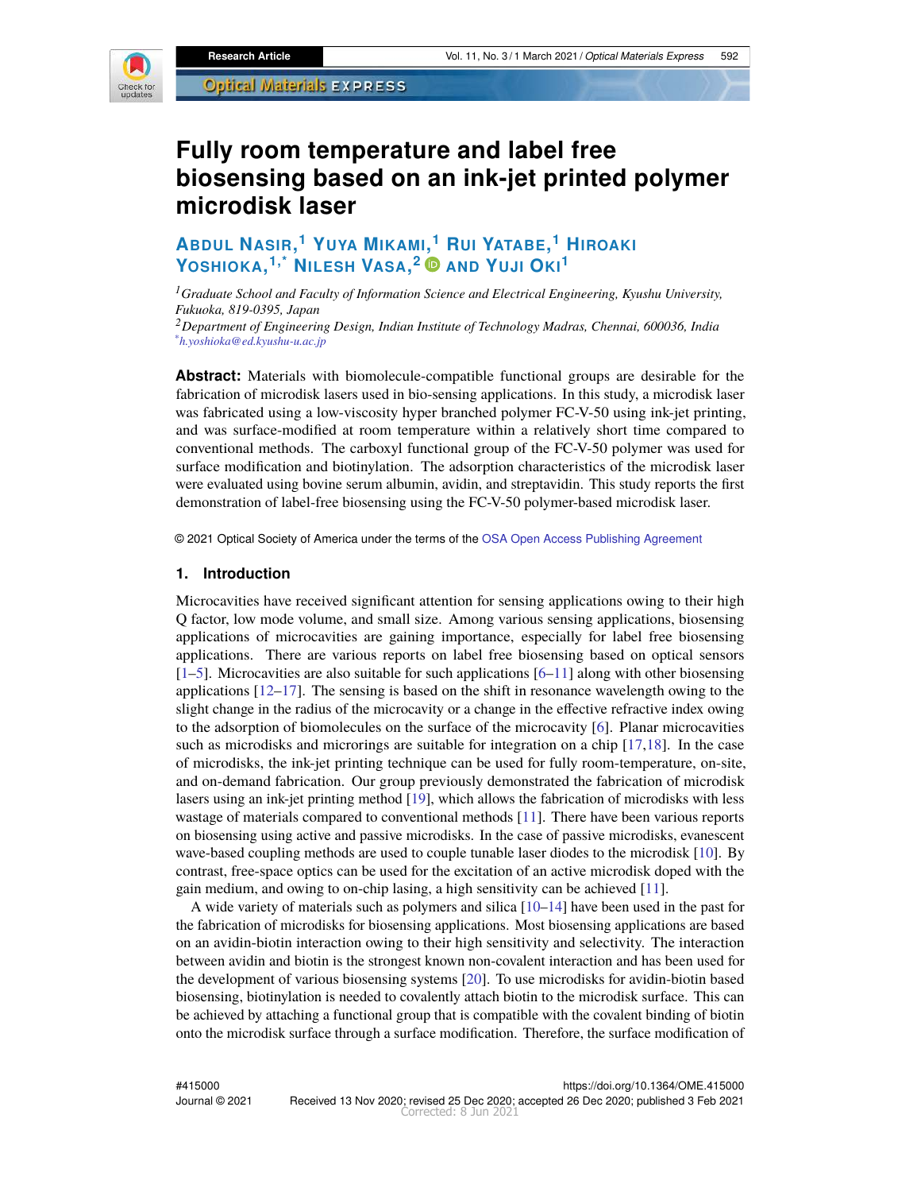# Fully room temperature and label free biosensing based on an ink-jet printed polymer microdisk laser

**Abdul Nasir,[1] Yuya Mikami,[1] Rui Yatabe,[1] Hiroaki Yoshioka,[1,*] Nilesh Vasa,[2] and Yuji Oki[1]**

[1] *Graduate School and Faculty of Information Science and Electrical Engineering, Kyushu University, Fukuoka, 819-0395, Japan*
[2] *Department of Engineering Design, Indian Institute of Technology Madras, Chennai, 600036, India*
[*] *h.yoshioka@ed.kyushu-u.ac.jp*

**Abstract:** Materials with biomolecule-compatible functional groups are desirable for the fabrication of microdisk lasers used in bio-sensing applications. In this study, a microdisk laser was fabricated using a low-viscosity hyper branched polymer FC-V-50 using ink-jet printing, and was surface-modified at room temperature within a relatively short time compared to conventional methods. The carboxyl functional group of the FC-V-50 polymer was used for surface modification and biotinylation. The adsorption characteristics of the microdisk laser were evaluated using bovine serum albumin, avidin, and streptavidin. This study reports the first demonstration of label-free biosensing using the FC-V-50 polymer-based microdisk laser.

© 2021 Optical Society of America under the terms of the OSA Open Access Publishing Agreement

## 1. Introduction

Microcavities have received significant attention for sensing applications owing to their high Q factor, low mode volume, and small size. Among various sensing applications, biosensing applications of microcavities are gaining importance, especially for label free biosensing applications. There are various reports on label free biosensing based on optical sensors [1–5]. Microcavities are also suitable for such applications [6–11] along with other biosensing applications [12–17]. The sensing is based on the shift in resonance wavelength owing to the slight change in the radius of the microcavity or a change in the effective refractive index owing to the adsorption of biomolecules on the surface of the microcavity [6]. Planar microcavities such as microdisks and microrings are suitable for integration on a chip [17,18]. In the case of microdisks, the ink-jet printing technique can be used for fully room-temperature, on-site, and on-demand fabrication. Our group previously demonstrated the fabrication of microdisk lasers using an ink-jet printing method [19], which allows the fabrication of microdisks with less wastage of materials compared to conventional methods [11]. There have been various reports on biosensing using active and passive microdisks. In the case of passive microdisks, evanescent wave-based coupling methods are used to couple tunable laser diodes to the microdisk [10]. By contrast, free-space optics can be used for the excitation of an active microdisk doped with the gain medium, and owing to on-chip lasing, a high sensitivity can be achieved [11].

A wide variety of materials such as polymers and silica [10–14] have been used in the past for the fabrication of microdisks for biosensing applications. Most biosensing applications are based on an avidin-biotin interaction owing to their high sensitivity and selectivity. The interaction between avidin and biotin is the strongest known non-covalent interaction and has been used for the development of various biosensing systems [20]. To use microdisks for avidin-biotin based biosensing, biotinylation is needed to covalently attach biotin to the microdisk surface. This can be achieved by attaching a functional group that is compatible with the covalent binding of biotin onto the microdisk surface through a surface modification. Therefore, the surface modification of

#415000 https://doi.org/10.1364/OME.415000
Journal © 2021 Received 13 Nov 2020; revised 25 Dec 2020; accepted 26 Dec 2020; published 3 Feb 2021
Corrected: 8 Jun 2021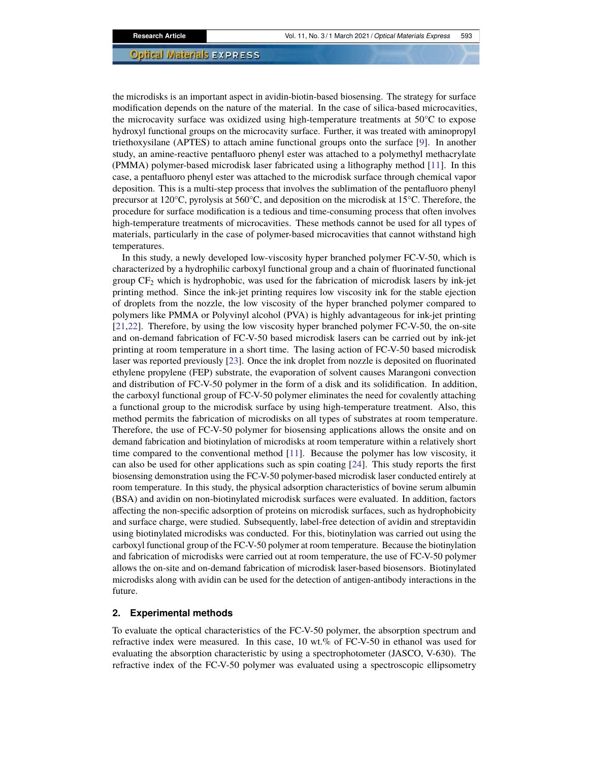the microdisks is an important aspect in avidin-biotin-based biosensing. The strategy for surface modification depends on the nature of the material. In the case of silica-based microcavities, the microcavity surface was oxidized using high-temperature treatments at 50°C to expose hydroxyl functional groups on the microcavity surface. Further, it was treated with aminopropyl triethoxysilane (APTES) to attach amine functional groups onto the surface [9]. In another study, an amine-reactive pentafluoro phenyl ester was attached to a polymethyl methacrylate (PMMA) polymer-based microdisk laser fabricated using a lithography method [11]. In this case, a pentafluoro phenyl ester was attached to the microdisk surface through chemical vapor deposition. This is a multi-step process that involves the sublimation of the pentafluoro phenyl precursor at 120°C, pyrolysis at 560°C, and deposition on the microdisk at 15°C. Therefore, the procedure for surface modification is a tedious and time-consuming process that often involves high-temperature treatments of microcavities. These methods cannot be used for all types of materials, particularly in the case of polymer-based microcavities that cannot withstand high temperatures.

In this study, a newly developed low-viscosity hyper branched polymer FC-V-50, which is characterized by a hydrophilic carboxyl functional group and a chain of fluorinated functional group $CF_2$ which is hydrophobic, was used for the fabrication of microdisk lasers by ink-jet printing method. Since the ink-jet printing requires low viscosity ink for the stable ejection of droplets from the nozzle, the low viscosity of the hyper branched polymer compared to polymers like PMMA or Polyvinyl alcohol (PVA) is highly advantageous for ink-jet printing [21,22]. Therefore, by using the low viscosity hyper branched polymer FC-V-50, the on-site and on-demand fabrication of FC-V-50 based microdisk lasers can be carried out by ink-jet printing at room temperature in a short time. The lasing action of FC-V-50 based microdisk laser was reported previously [23]. Once the ink droplet from nozzle is deposited on fluorinated ethylene propylene (FEP) substrate, the evaporation of solvent causes Marangoni convection and distribution of FC-V-50 polymer in the form of a disk and its solidification. In addition, the carboxyl functional group of FC-V-50 polymer eliminates the need for covalently attaching a functional group to the microdisk surface by using high-temperature treatment. Also, this method permits the fabrication of microdisks on all types of substrates at room temperature. Therefore, the use of FC-V-50 polymer for biosensing applications allows the onsite and on demand fabrication and biotinylation of microdisks at room temperature within a relatively short time compared to the conventional method [11]. Because the polymer has low viscosity, it can also be used for other applications such as spin coating [24]. This study reports the first biosensing demonstration using the FC-V-50 polymer-based microdisk laser conducted entirely at room temperature. In this study, the physical adsorption characteristics of bovine serum albumin (BSA) and avidin on non-biotinylated microdisk surfaces were evaluated. In addition, factors affecting the non-specific adsorption of proteins on microdisk surfaces, such as hydrophobicity and surface charge, were studied. Subsequently, label-free detection of avidin and streptavidin using biotinylated microdisks was conducted. For this, biotinylation was carried out using the carboxyl functional group of the FC-V-50 polymer at room temperature. Because the biotinylation and fabrication of microdisks were carried out at room temperature, the use of FC-V-50 polymer allows the on-site and on-demand fabrication of microdisk laser-based biosensors. Biotinylated microdisks along with avidin can be used for the detection of antigen-antibody interactions in the future.

## 2. Experimental methods

To evaluate the optical characteristics of the FC-V-50 polymer, the absorption spectrum and refractive index were measured. In this case, 10 wt.% of FC-V-50 in ethanol was used for evaluating the absorption characteristic by using a spectrophotometer (JASCO, V-630). The refractive index of the FC-V-50 polymer was evaluated using a spectroscopic ellipsometry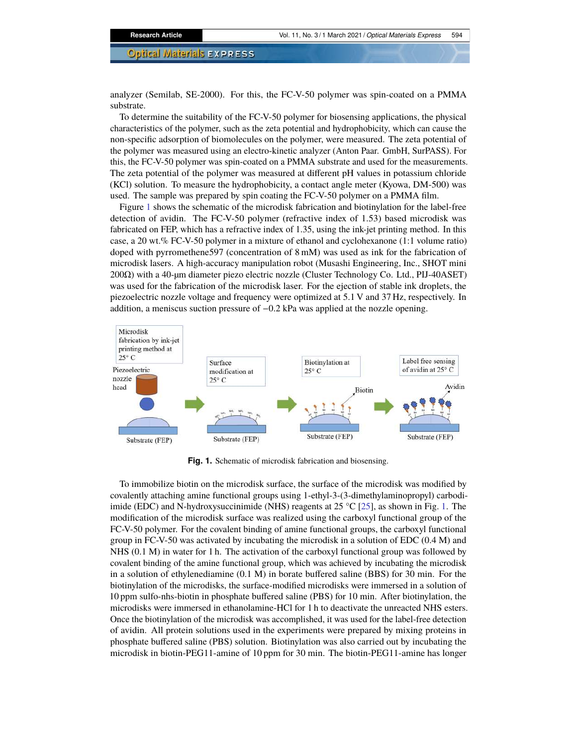analyzer (Semilab, SE-2000). For this, the FC-V-50 polymer was spin-coated on a PMMA substrate.

To determine the suitability of the FC-V-50 polymer for biosensing applications, the physical characteristics of the polymer, such as the zeta potential and hydrophobicity, which can cause the non-specific adsorption of biomolecules on the polymer, were measured. The zeta potential of the polymer was measured using an electro-kinetic analyzer (Anton Paar. GmbH, SurPASS). For this, the FC-V-50 polymer was spin-coated on a PMMA substrate and used for the measurements. The zeta potential of the polymer was measured at different pH values in potassium chloride (KCl) solution. To measure the hydrophobicity, a contact angle meter (Kyowa, DM-500) was used. The sample was prepared by spin coating the FC-V-50 polymer on a PMMA film.

Figure 1 shows the schematic of the microdisk fabrication and biotinylation for the label-free detection of avidin. The FC-V-50 polymer (refractive index of 1.53) based microdisk was fabricated on FEP, which has a refractive index of 1.35, using the ink-jet printing method. In this case, a 20 wt.% FC-V-50 polymer in a mixture of ethanol and cyclohexanone (1:1 volume ratio) doped with pyrromethene597 (concentration of 8 mM) was used as ink for the fabrication of microdisk lasers. A high-accuracy manipulation robot (Musashi Engineering, Inc., SHOT mini 200Ω) with a 40-μm diameter piezo electric nozzle (Cluster Technology Co. Ltd., PIJ-40ASET) was used for the fabrication of the microdisk laser. For the ejection of stable ink droplets, the piezoelectric nozzle voltage and frequency were optimized at 5.1 V and 37 Hz, respectively. In addition, a meniscus suction pressure of −0.2 kPa was applied at the nozzle opening.

**Fig. 1.** Schematic of microdisk fabrication and biosensing.

To immobilize biotin on the microdisk surface, the surface of the microdisk was modified by covalently attaching amine functional groups using 1-ethyl-3-(3-dimethylaminopropyl) carbodiimide (EDC) and N-hydroxysuccinimide (NHS) reagents at 25 °C [25], as shown in Fig. 1. The modification of the microdisk surface was realized using the carboxyl functional group of the FC-V-50 polymer. For the covalent binding of amine functional groups, the carboxyl functional group in FC-V-50 was activated by incubating the microdisk in a solution of EDC (0.4 M) and NHS (0.1 M) in water for 1 h. The activation of the carboxyl functional group was followed by covalent binding of the amine functional group, which was achieved by incubating the microdisk in a solution of ethylenediamine (0.1 M) in borate buffered saline (BBS) for 30 min. For the biotinylation of the microdisks, the surface-modified microdisks were immersed in a solution of 10 ppm sulfo-nhs-biotin in phosphate buffered saline (PBS) for 10 min. After biotinylation, the microdisks were immersed in ethanolamine-HCl for 1 h to deactivate the unreacted NHS esters. Once the biotinylation of the microdisk was accomplished, it was used for the label-free detection of avidin. All protein solutions used in the experiments were prepared by mixing proteins in phosphate buffered saline (PBS) solution. Biotinylation was also carried out by incubating the microdisk in biotin-PEG11-amine of 10 ppm for 30 min. The biotin-PEG11-amine has longer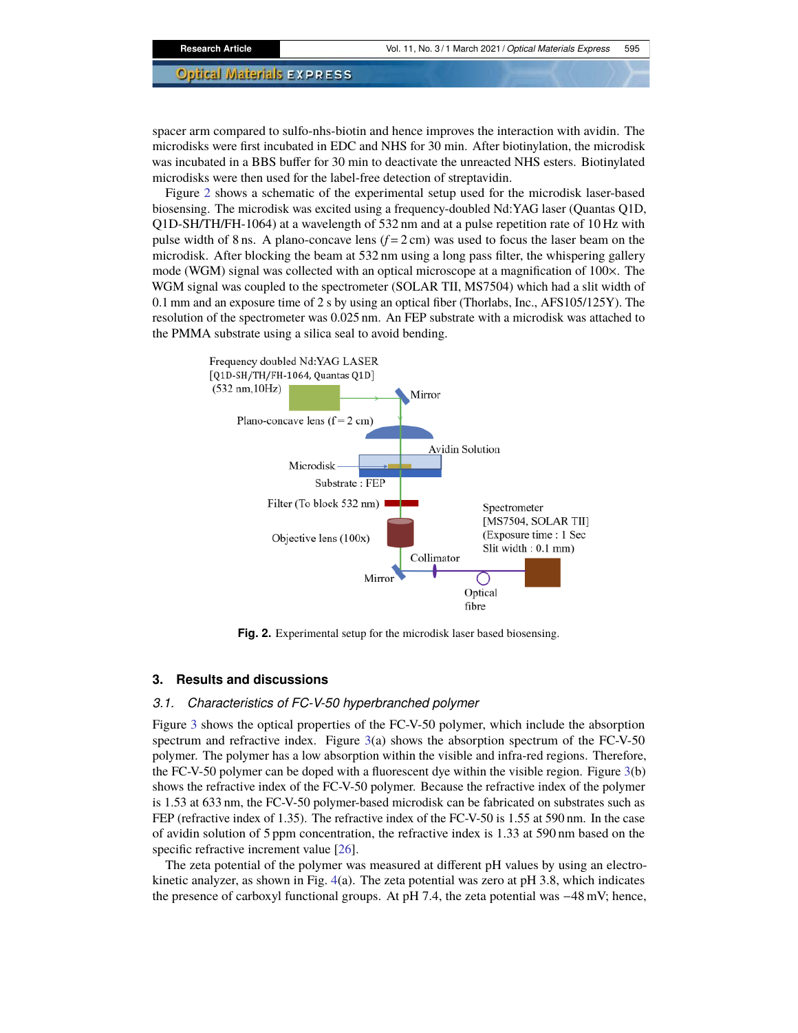spacer arm compared to sulfo-nhs-biotin and hence improves the interaction with avidin. The microdisks were first incubated in EDC and NHS for 30 min. After biotinylation, the microdisk was incubated in a BBS buffer for 30 min to deactivate the unreacted NHS esters. Biotinylated microdisks were then used for the label-free detection of streptavidin.

Figure 2 shows a schematic of the experimental setup used for the microdisk laser-based biosensing. The microdisk was excited using a frequency-doubled Nd:YAG laser (Quantas Q1D, Q1D-SH/TH/FH-1064) at a wavelength of 532 nm and at a pulse repetition rate of 10 Hz with pulse width of 8 ns. A plano-concave lens ($f = 2$ cm) was used to focus the laser beam on the microdisk. After blocking the beam at 532 nm using a long pass filter, the whispering gallery mode (WGM) signal was collected with an optical microscope at a magnification of 100×. The WGM signal was coupled to the spectrometer (SOLAR TII, MS7504) which had a slit width of 0.1 mm and an exposure time of 2 s by using an optical fiber (Thorlabs, Inc., AFS105/125Y). The resolution of the spectrometer was 0.025 nm. An FEP substrate with a microdisk was attached to the PMMA substrate using a silica seal to avoid bending.

**Fig. 2.** Experimental setup for the microdisk laser based biosensing.

## 3. Results and discussions

### 3.1. *Characteristics of FC-V-50 hyperbranched polymer*

Figure 3 shows the optical properties of the FC-V-50 polymer, which include the absorption spectrum and refractive index. Figure 3(a) shows the absorption spectrum of the FC-V-50 polymer. The polymer has a low absorption within the visible and infra-red regions. Therefore, the FC-V-50 polymer can be doped with a fluorescent dye within the visible region. Figure 3(b) shows the refractive index of the FC-V-50 polymer. Because the refractive index of the polymer is 1.53 at 633 nm, the FC-V-50 polymer-based microdisk can be fabricated on substrates such as FEP (refractive index of 1.35). The refractive index of the FC-V-50 is 1.55 at 590 nm. In the case of avidin solution of 5 ppm concentration, the refractive index is 1.33 at 590 nm based on the specific refractive increment value [26].

The zeta potential of the polymer was measured at different pH values by using an electro-kinetic analyzer, as shown in Fig. 4(a). The zeta potential was zero at pH 3.8, which indicates the presence of carboxyl functional groups. At pH 7.4, the zeta potential was −48 mV; hence,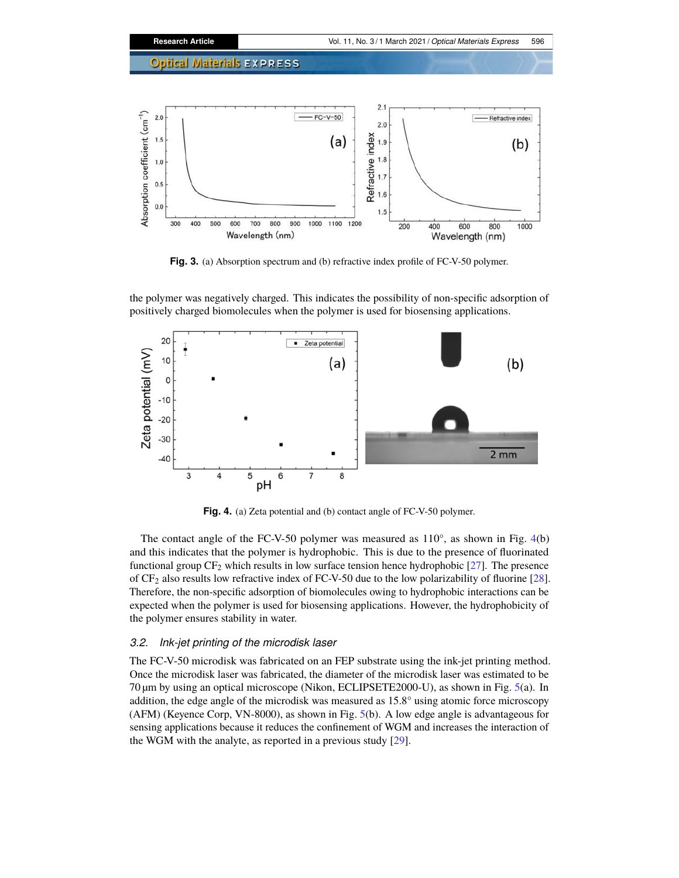**Fig. 3.** (a) Absorption spectrum and (b) refractive index profile of FC-V-50 polymer.

the polymer was negatively charged. This indicates the possibility of non-specific adsorption of positively charged biomolecules when the polymer is used for biosensing applications.

**Fig. 4.** (a) Zeta potential and (b) contact angle of FC-V-50 polymer.

The contact angle of the FC-V-50 polymer was measured as 110°, as shown in Fig. 4(b) and this indicates that the polymer is hydrophobic. This is due to the presence of fluorinated functional group $CF_2$ which results in low surface tension hence hydrophobic [27]. The presence of $CF_2$ also results low refractive index of FC-V-50 due to the low polarizability of fluorine [28]. Therefore, the non-specific adsorption of biomolecules owing to hydrophobic interactions can be expected when the polymer is used for biosensing applications. However, the hydrophobicity of the polymer ensures stability in water.

### 3.2. Ink-jet printing of the microdisk laser

The FC-V-50 microdisk was fabricated on an FEP substrate using the ink-jet printing method. Once the microdisk laser was fabricated, the diameter of the microdisk laser was estimated to be 70 µm by using an optical microscope (Nikon, ECLIPSETE2000-U), as shown in Fig. 5(a). In addition, the edge angle of the microdisk was measured as 15.8° using atomic force microscopy (AFM) (Keyence Corp, VN-8000), as shown in Fig. 5(b). A low edge angle is advantageous for sensing applications because it reduces the confinement of WGM and increases the interaction of the WGM with the analyte, as reported in a previous study [29].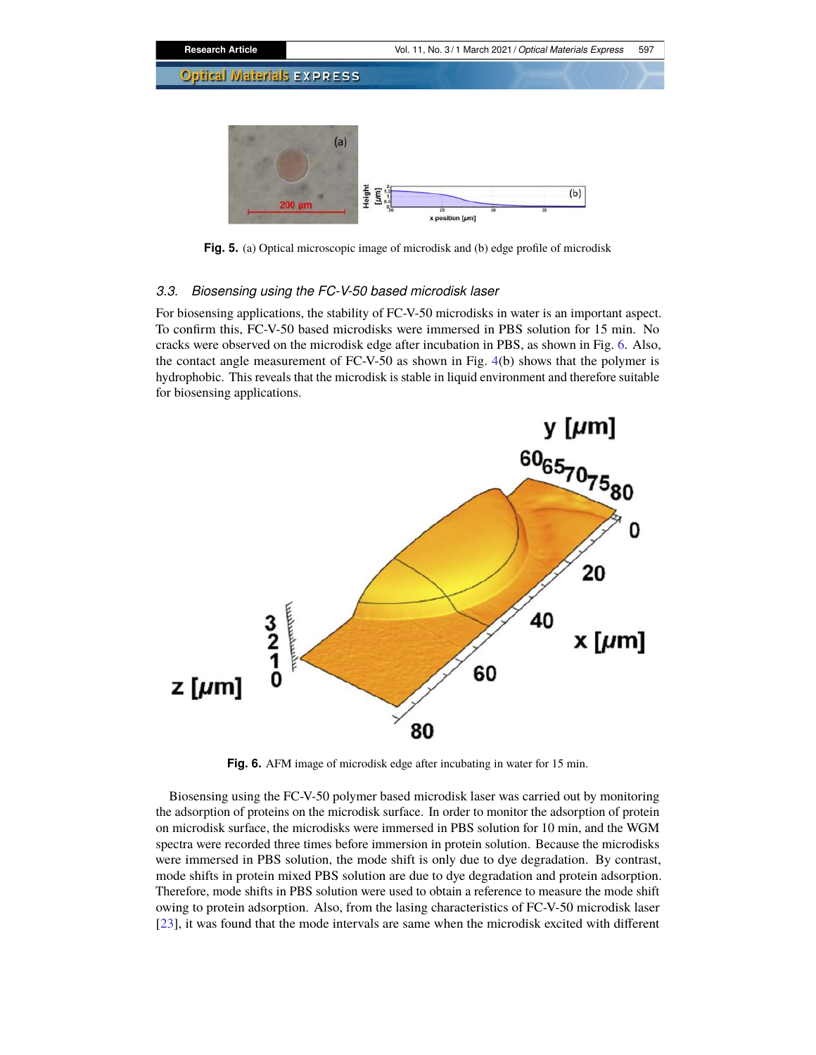Fig. 5. (a) Optical microscopic image of microdisk and (b) edge profile of microdisk

### 3.3. Biosensing using the FC-V-50 based microdisk laser

For biosensing applications, the stability of FC-V-50 microdisks in water is an important aspect. To confirm this, FC-V-50 based microdisks were immersed in PBS solution for 15 min. No cracks were observed on the microdisk edge after incubation in PBS, as shown in Fig. 6. Also, the contact angle measurement of FC-V-50 as shown in Fig. 4(b) shows that the polymer is hydrophobic. This reveals that the microdisk is stable in liquid environment and therefore suitable for biosensing applications.

Fig. 6. AFM image of microdisk edge after incubating in water for 15 min.

Biosensing using the FC-V-50 polymer based microdisk laser was carried out by monitoring the adsorption of proteins on the microdisk surface. In order to monitor the adsorption of protein on microdisk surface, the microdisks were immersed in PBS solution for 10 min, and the WGM spectra were recorded three times before immersion in protein solution. Because the microdisks were immersed in PBS solution, the mode shift is only due to dye degradation. By contrast, mode shifts in protein mixed PBS solution are due to dye degradation and protein adsorption. Therefore, mode shifts in PBS solution were used to obtain a reference to measure the mode shift owing to protein adsorption. Also, from the lasing characteristics of FC-V-50 microdisk laser [23], it was found that the mode intervals are same when the microdisk excited with different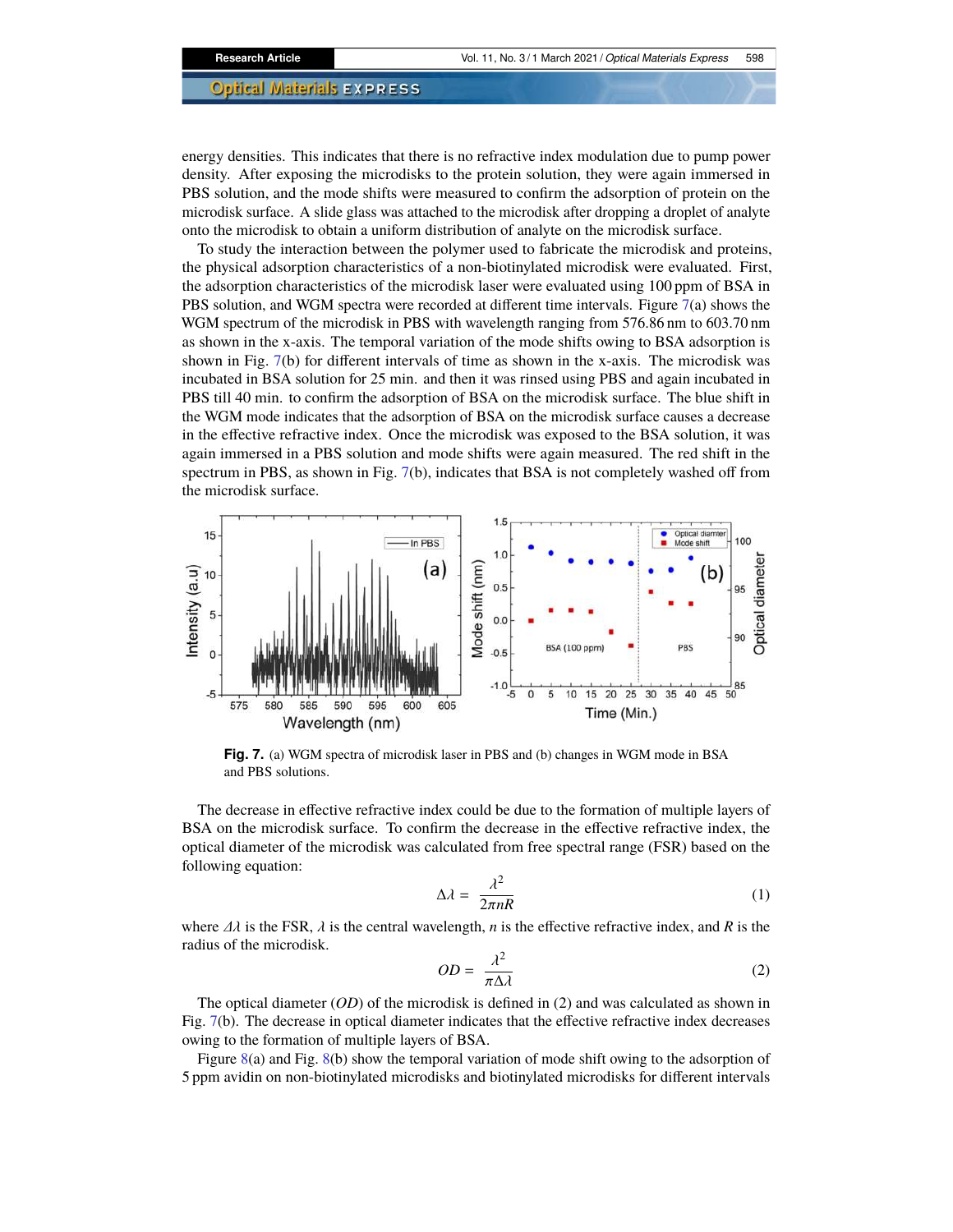energy densities. This indicates that there is no refractive index modulation due to pump power density. After exposing the microdisks to the protein solution, they were again immersed in PBS solution, and the mode shifts were measured to confirm the adsorption of protein on the microdisk surface. A slide glass was attached to the microdisk after dropping a droplet of analyte onto the microdisk to obtain a uniform distribution of analyte on the microdisk surface.

To study the interaction between the polymer used to fabricate the microdisk and proteins, the physical adsorption characteristics of a non-biotinylated microdisk were evaluated. First, the adsorption characteristics of the microdisk laser were evaluated using 100 ppm of BSA in PBS solution, and WGM spectra were recorded at different time intervals. Figure 7(a) shows the WGM spectrum of the microdisk in PBS with wavelength ranging from 576.86 nm to 603.70 nm as shown in the x-axis. The temporal variation of the mode shifts owing to BSA adsorption is shown in Fig. 7(b) for different intervals of time as shown in the x-axis. The microdisk was incubated in BSA solution for 25 min. and then it was rinsed using PBS and again incubated in PBS till 40 min. to confirm the adsorption of BSA on the microdisk surface. The blue shift in the WGM mode indicates that the adsorption of BSA on the microdisk surface causes a decrease in the effective refractive index. Once the microdisk was exposed to the BSA solution, it was again immersed in a PBS solution and mode shifts were again measured. The red shift in the spectrum in PBS, as shown in Fig. 7(b), indicates that BSA is not completely washed off from the microdisk surface.

**Fig. 7.** (a) WGM spectra of microdisk laser in PBS and (b) changes in WGM mode in BSA and PBS solutions.

The decrease in effective refractive index could be due to the formation of multiple layers of BSA on the microdisk surface. To confirm the decrease in the effective refractive index, the optical diameter of the microdisk was calculated from free spectral range (FSR) based on the following equation:

$$\Delta\lambda = \frac{\lambda^2}{2\pi nR} \tag{1}$$

where $\Delta\lambda$ is the FSR, $\lambda$ is the central wavelength, $n$ is the effective refractive index, and $R$ is the radius of the microdisk.

$$OD = \frac{\lambda^2}{\pi\Delta\lambda} \tag{2}$$

The optical diameter ($OD$) of the microdisk is defined in (2) and was calculated as shown in Fig. 7(b). The decrease in optical diameter indicates that the effective refractive index decreases owing to the formation of multiple layers of BSA.

Figure 8(a) and Fig. 8(b) show the temporal variation of mode shift owing to the adsorption of 5 ppm avidin on non-biotinylated microdisks and biotinylated microdisks for different intervals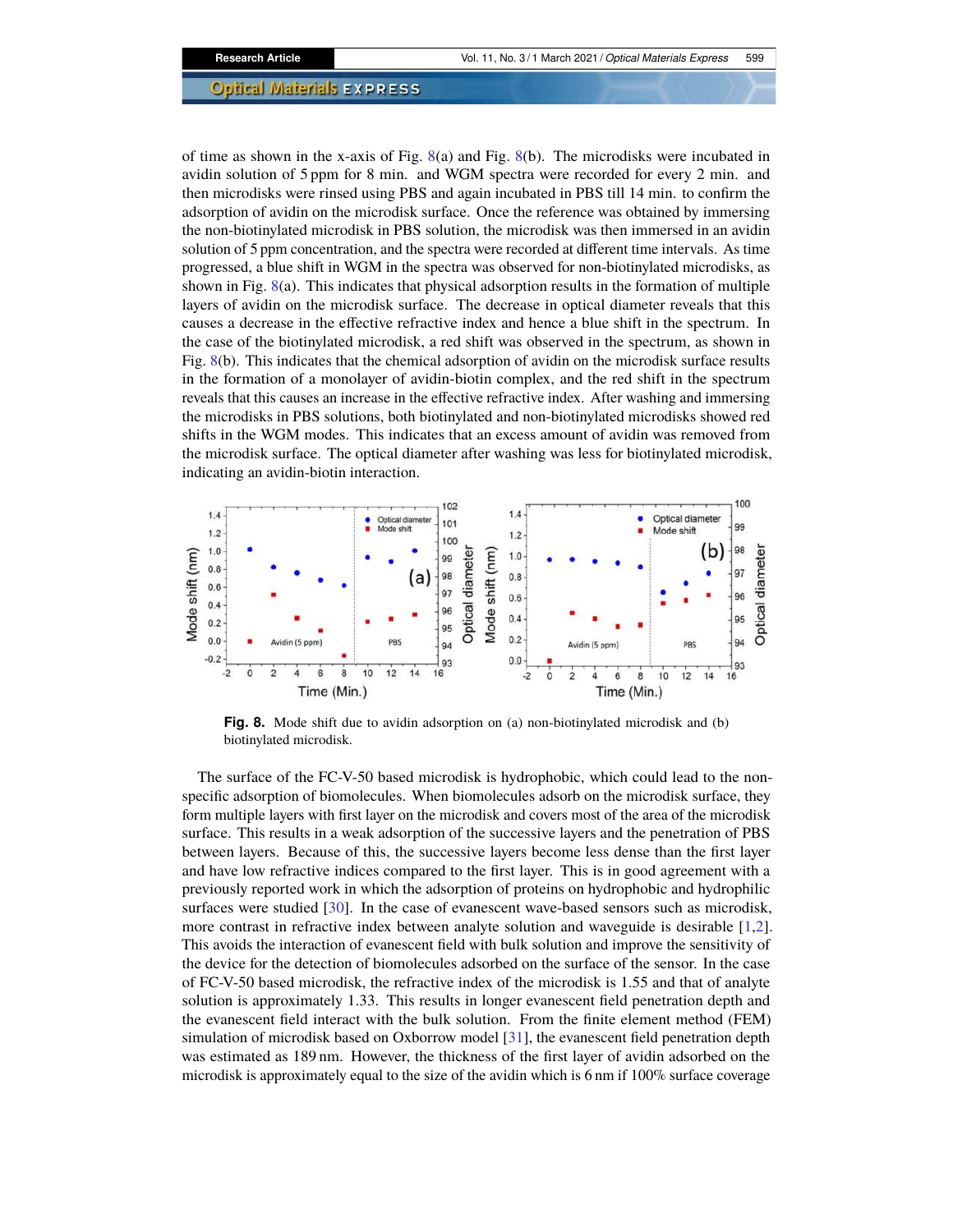of time as shown in the x-axis of Fig. 8(a) and Fig. 8(b). The microdisks were incubated in avidin solution of 5 ppm for 8 min. and WGM spectra were recorded for every 2 min. and then microdisks were rinsed using PBS and again incubated in PBS till 14 min. to confirm the adsorption of avidin on the microdisk surface. Once the reference was obtained by immersing the non-biotinylated microdisk in PBS solution, the microdisk was then immersed in an avidin solution of 5 ppm concentration, and the spectra were recorded at different time intervals. As time progressed, a blue shift in WGM in the spectra was observed for non-biotinylated microdisks, as shown in Fig. 8(a). This indicates that physical adsorption results in the formation of multiple layers of avidin on the microdisk surface. The decrease in optical diameter reveals that this causes a decrease in the effective refractive index and hence a blue shift in the spectrum. In the case of the biotinylated microdisk, a red shift was observed in the spectrum, as shown in Fig. 8(b). This indicates that the chemical adsorption of avidin on the microdisk surface results in the formation of a monolayer of avidin-biotin complex, and the red shift in the spectrum reveals that this causes an increase in the effective refractive index. After washing and immersing the microdisks in PBS solutions, both biotinylated and non-biotinylated microdisks showed red shifts in the WGM modes. This indicates that an excess amount of avidin was removed from the microdisk surface. The optical diameter after washing was less for biotinylated microdisk, indicating an avidin-biotin interaction.

**Fig. 8.** Mode shift due to avidin adsorption on (a) non-biotinylated microdisk and (b) biotinylated microdisk.

The surface of the FC-V-50 based microdisk is hydrophobic, which could lead to the non-specific adsorption of biomolecules. When biomolecules adsorb on the microdisk surface, they form multiple layers with first layer on the microdisk and covers most of the area of the microdisk surface. This results in a weak adsorption of the successive layers and the penetration of PBS between layers. Because of this, the successive layers become less dense than the first layer and have low refractive indices compared to the first layer. This is in good agreement with a previously reported work in which the adsorption of proteins on hydrophobic and hydrophilic surfaces were studied [30]. In the case of evanescent wave-based sensors such as microdisk, more contrast in refractive index between analyte solution and waveguide is desirable [1,2]. This avoids the interaction of evanescent field with bulk solution and improve the sensitivity of the device for the detection of biomolecules adsorbed on the surface of the sensor. In the case of FC-V-50 based microdisk, the refractive index of the microdisk is 1.55 and that of analyte solution is approximately 1.33. This results in longer evanescent field penetration depth and the evanescent field interact with the bulk solution. From the finite element method (FEM) simulation of microdisk based on Oxborrow model [31], the evanescent field penetration depth was estimated as 189 nm. However, the thickness of the first layer of avidin adsorbed on the microdisk is approximately equal to the size of the avidin which is 6 nm if 100% surface coverage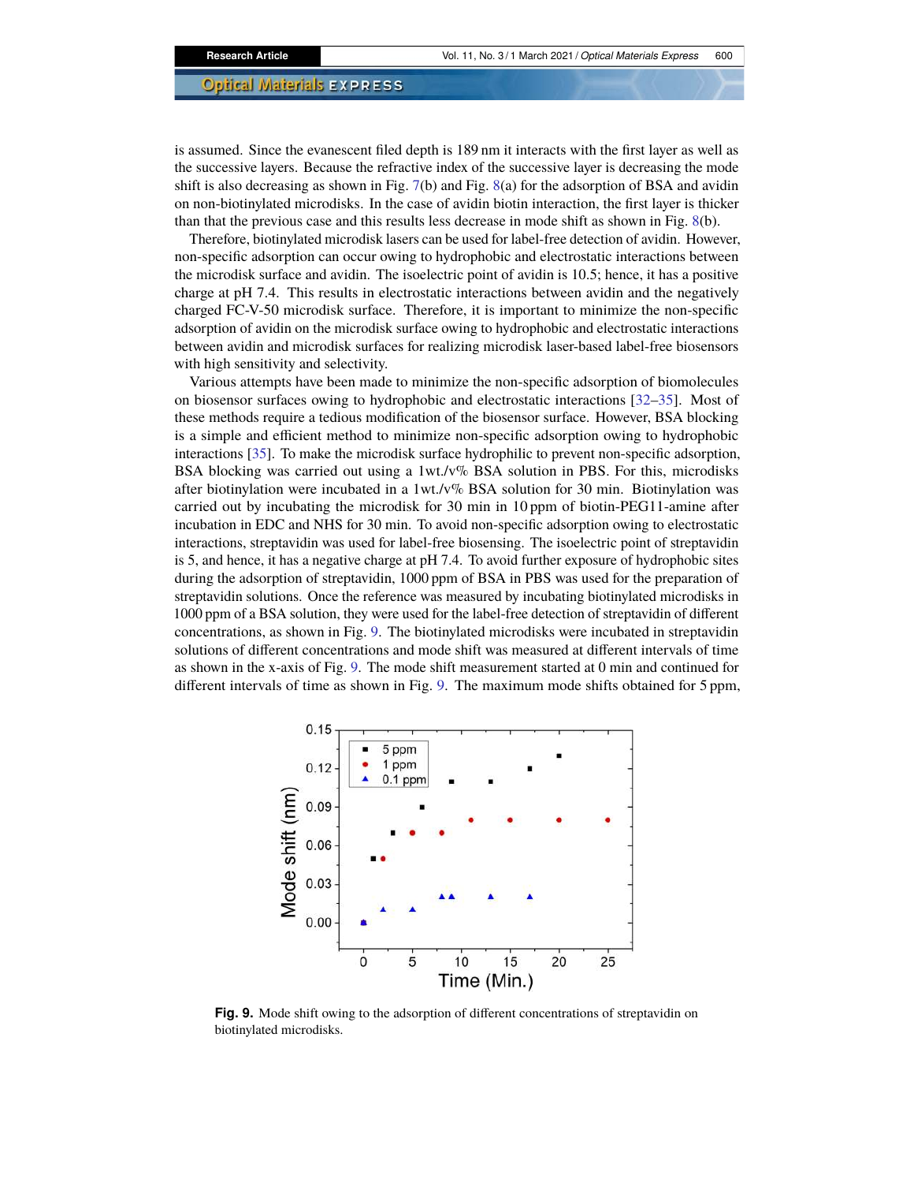is assumed. Since the evanescent filed depth is 189 nm it interacts with the first layer as well as the successive layers. Because the refractive index of the successive layer is decreasing the mode shift is also decreasing as shown in Fig. 7(b) and Fig. 8(a) for the adsorption of BSA and avidin on non-biotinylated microdisks. In the case of avidin biotin interaction, the first layer is thicker than that the previous case and this results less decrease in mode shift as shown in Fig. 8(b).

Therefore, biotinylated microdisk lasers can be used for label-free detection of avidin. However, non-specific adsorption can occur owing to hydrophobic and electrostatic interactions between the microdisk surface and avidin. The isoelectric point of avidin is 10.5; hence, it has a positive charge at pH 7.4. This results in electrostatic interactions between avidin and the negatively charged FC-V-50 microdisk surface. Therefore, it is important to minimize the non-specific adsorption of avidin on the microdisk surface owing to hydrophobic and electrostatic interactions between avidin and microdisk surfaces for realizing microdisk laser-based label-free biosensors with high sensitivity and selectivity.

Various attempts have been made to minimize the non-specific adsorption of biomolecules on biosensor surfaces owing to hydrophobic and electrostatic interactions [32–35]. Most of these methods require a tedious modification of the biosensor surface. However, BSA blocking is a simple and efficient method to minimize non-specific adsorption owing to hydrophobic interactions [35]. To make the microdisk surface hydrophilic to prevent non-specific adsorption, BSA blocking was carried out using a 1wt./v% BSA solution in PBS. For this, microdisks after biotinylation were incubated in a 1wt./v% BSA solution for 30 min. Biotinylation was carried out by incubating the microdisk for 30 min in 10 ppm of biotin-PEG11-amine after incubation in EDC and NHS for 30 min. To avoid non-specific adsorption owing to electrostatic interactions, streptavidin was used for label-free biosensing. The isoelectric point of streptavidin is 5, and hence, it has a negative charge at pH 7.4. To avoid further exposure of hydrophobic sites during the adsorption of streptavidin, 1000 ppm of BSA in PBS was used for the preparation of streptavidin solutions. Once the reference was measured by incubating biotinylated microdisks in 1000 ppm of a BSA solution, they were used for the label-free detection of streptavidin of different concentrations, as shown in Fig. 9. The biotinylated microdisks were incubated in streptavidin solutions of different concentrations and mode shift was measured at different intervals of time as shown in the x-axis of Fig. 9. The mode shift measurement started at 0 min and continued for different intervals of time as shown in Fig. 9. The maximum mode shifts obtained for 5 ppm,

**Fig. 9.** Mode shift owing to the adsorption of different concentrations of streptavidin on biotinylated microdisks.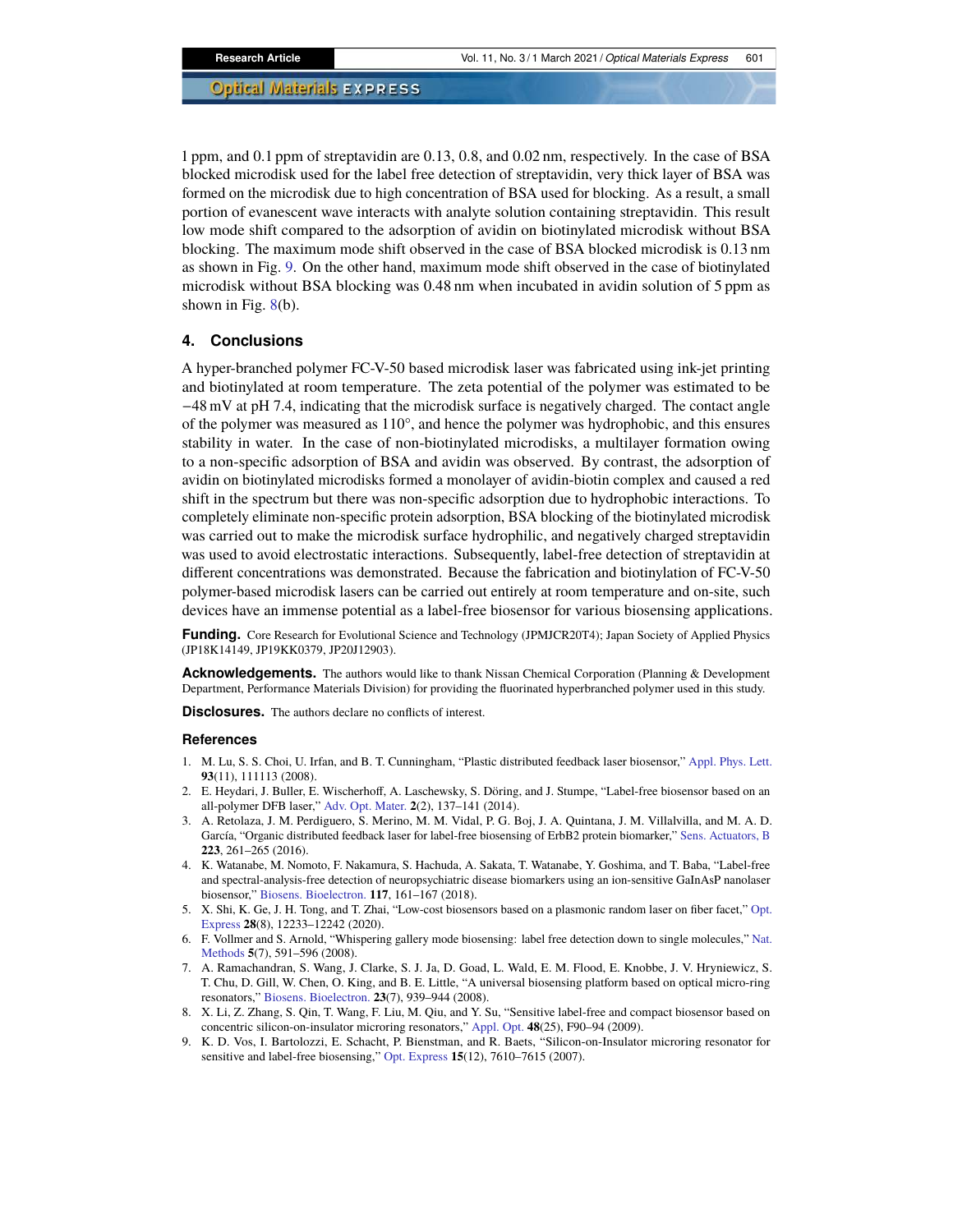1 ppm, and 0.1 ppm of streptavidin are 0.13, 0.8, and 0.02 nm, respectively. In the case of BSA blocked microdisk used for the label free detection of streptavidin, very thick layer of BSA was formed on the microdisk due to high concentration of BSA used for blocking. As a result, a small portion of evanescent wave interacts with analyte solution containing streptavidin. This result low mode shift compared to the adsorption of avidin on biotinylated microdisk without BSA blocking. The maximum mode shift observed in the case of BSA blocked microdisk is 0.13 nm as shown in Fig. 9. On the other hand, maximum mode shift observed in the case of biotinylated microdisk without BSA blocking was 0.48 nm when incubated in avidin solution of 5 ppm as shown in Fig. 8(b).

## 4. Conclusions

A hyper-branched polymer FC-V-50 based microdisk laser was fabricated using ink-jet printing and biotinylated at room temperature. The zeta potential of the polymer was estimated to be −48 mV at pH 7.4, indicating that the microdisk surface is negatively charged. The contact angle of the polymer was measured as 110°, and hence the polymer was hydrophobic, and this ensures stability in water. In the case of non-biotinylated microdisks, a multilayer formation owing to a non-specific adsorption of BSA and avidin was observed. By contrast, the adsorption of avidin on biotinylated microdisks formed a monolayer of avidin-biotin complex and caused a red shift in the spectrum but there was non-specific adsorption due to hydrophobic interactions. To completely eliminate non-specific protein adsorption, BSA blocking of the biotinylated microdisk was carried out to make the microdisk surface hydrophilic, and negatively charged streptavidin was used to avoid electrostatic interactions. Subsequently, label-free detection of streptavidin at different concentrations was demonstrated. Because the fabrication and biotinylation of FC-V-50 polymer-based microdisk lasers can be carried out entirely at room temperature and on-site, such devices have an immense potential as a label-free biosensor for various biosensing applications.

**Funding.** Core Research for Evolutional Science and Technology (JPMJCR20T4); Japan Society of Applied Physics (JP18K14149, JP19KK0379, JP20J12903).

**Acknowledgements.** The authors would like to thank Nissan Chemical Corporation (Planning & Development Department, Performance Materials Division) for providing the fluorinated hyperbranched polymer used in this study.

**Disclosures.** The authors declare no conflicts of interest.

### References

1. M. Lu, S. S. Choi, U. Irfan, and B. T. Cunningham, "Plastic distributed feedback laser biosensor," Appl. Phys. Lett. **93**(11), 111113 (2008).
2. E. Heydari, J. Buller, E. Wischerhoff, A. Laschewsky, S. Döring, and J. Stumpe, "Label-free biosensor based on an all-polymer DFB laser," Adv. Opt. Mater. **2**(2), 137–141 (2014).
3. A. Retolaza, J. M. Perdiguero, S. Merino, M. M. Vidal, P. G. Boj, J. A. Quintana, J. M. Villalvilla, and M. A. D. García, "Organic distributed feedback laser for label-free biosensing of ErbB2 protein biomarker," Sens. Actuators, B **223**, 261–265 (2016).
4. K. Watanabe, M. Nomoto, F. Nakamura, S. Hachuda, A. Sakata, T. Watanabe, Y. Goshima, and T. Baba, "Label-free and spectral-analysis-free detection of neuropsychiatric disease biomarkers using an ion-sensitive GaInAsP nanolaser biosensor," Biosens. Bioelectron. **117**, 161–167 (2018).
5. X. Shi, K. Ge, J. H. Tong, and T. Zhai, "Low-cost biosensors based on a plasmonic random laser on fiber facet," Opt. Express **28**(8), 12233–12242 (2020).
6. F. Vollmer and S. Arnold, "Whispering gallery mode biosensing: label free detection down to single molecules," Nat. Methods **5**(7), 591–596 (2008).
7. A. Ramachandran, S. Wang, J. Clarke, S. J. Ja, D. Goad, L. Wald, E. M. Flood, E. Knobbe, J. V. Hryniewicz, S. T. Chu, D. Gill, W. Chen, O. King, and B. E. Little, "A universal biosensing platform based on optical micro-ring resonators," Biosens. Bioelectron. **23**(7), 939–944 (2008).
8. X. Li, Z. Zhang, S. Qin, T. Wang, F. Liu, M. Qiu, and Y. Su, "Sensitive label-free and compact biosensor based on concentric silicon-on-insulator microring resonators," Appl. Opt. **48**(25), F90–94 (2009).
9. K. D. Vos, I. Bartolozzi, E. Schacht, P. Bienstman, and R. Baets, "Silicon-on-Insulator microring resonator for sensitive and label-free biosensing," Opt. Express **15**(12), 7610–7615 (2007).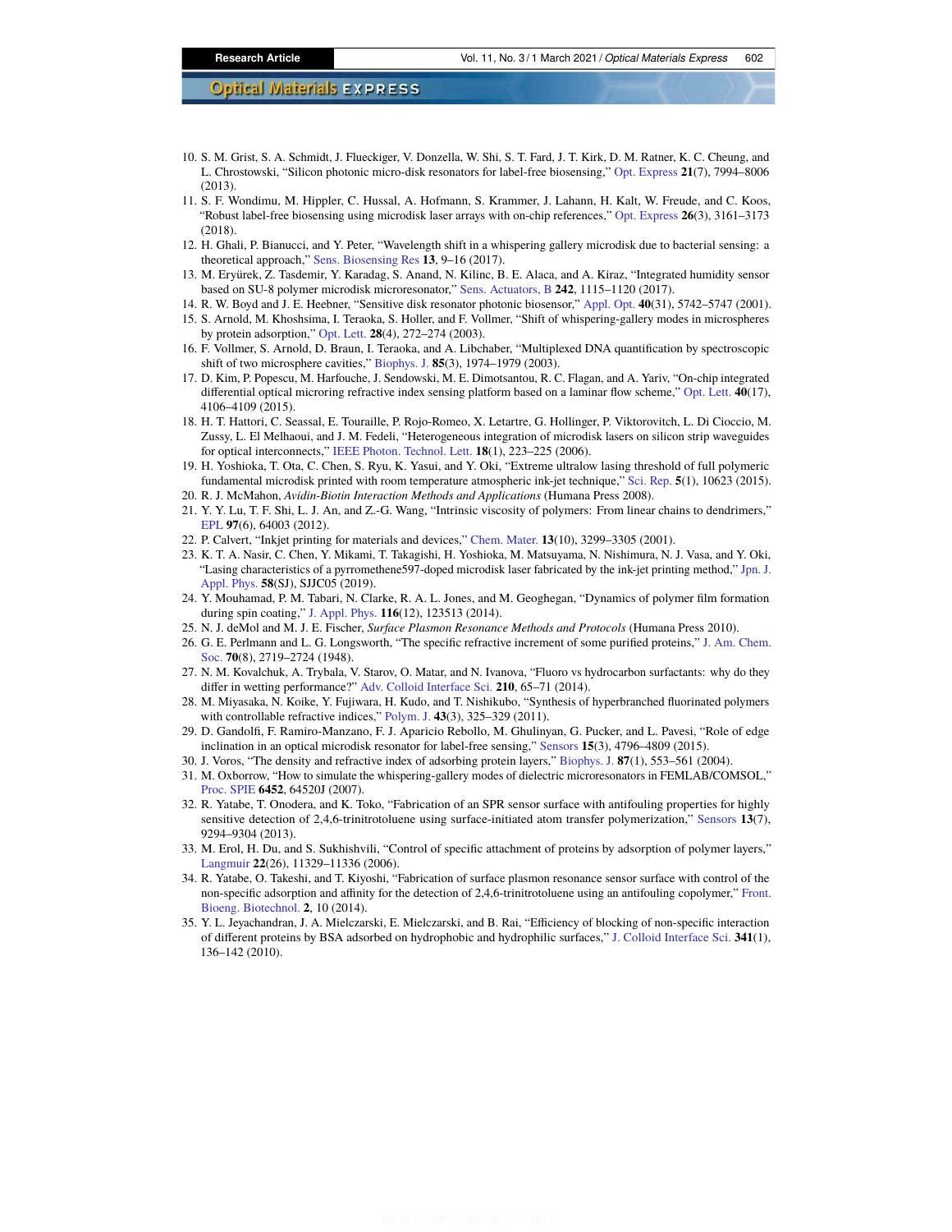10. S. M. Grist, S. A. Schmidt, J. Flueckiger, V. Donzella, W. Shi, S. T. Fard, J. T. Kirk, D. M. Ratner, K. C. Cheung, and L. Chrostowski, "Silicon photonic micro-disk resonators for label-free biosensing," Opt. Express **21**(7), 7994–8006 (2013).
11. S. F. Wondimu, M. Hippler, C. Hussal, A. Hofmann, S. Krammer, J. Lahann, H. Kalt, W. Freude, and C. Koos, "Robust label-free biosensing using microdisk laser arrays with on-chip references," Opt. Express **26**(3), 3161–3173 (2018).
12. H. Ghali, P. Bianucci, and Y. Peter, "Wavelength shift in a whispering gallery microdisk due to bacterial sensing: a theoretical approach," Sens. Biosensing Res **13**, 9–16 (2017).
13. M. Eryürek, Z. Tasdemir, Y. Karadag, S. Anand, N. Kilinc, B. E. Alaca, and A. Kiraz, "Integrated humidity sensor based on SU-8 polymer microdisk microresonator," Sens. Actuators, B **242**, 1115–1120 (2017).
14. R. W. Boyd and J. E. Heebner, "Sensitive disk resonator photonic biosensor," Appl. Opt. **40**(31), 5742–5747 (2001).
15. S. Arnold, M. Khoshsima, I. Teraoka, S. Holler, and F. Vollmer, "Shift of whispering-gallery modes in microspheres by protein adsorption," Opt. Lett. **28**(4), 272–274 (2003).
16. F. Vollmer, S. Arnold, D. Braun, I. Teraoka, and A. Libchaber, "Multiplexed DNA quantification by spectroscopic shift of two microsphere cavities," Biophys. J. **85**(3), 1974–1979 (2003).
17. D. Kim, P. Popescu, M. Harfouche, J. Sendowski, M. E. Dimotsantou, R. C. Flagan, and A. Yariv, "On-chip integrated differential optical microring refractive index sensing platform based on a laminar flow scheme," Opt. Lett. **40**(17), 4106–4109 (2015).
18. H. T. Hattori, C. Seassal, E. Touraille, P. Rojo-Romeo, X. Letartre, G. Hollinger, P. Viktorovitch, L. Di Cioccio, M. Zussy, L. El Melhaoui, and J. M. Fedeli, "Heterogeneous integration of microdisk lasers on silicon strip waveguides for optical interconnects," IEEE Photon. Technol. Lett. **18**(1), 223–225 (2006).
19. H. Yoshioka, T. Ota, C. Chen, S. Ryu, K. Yasui, and Y. Oki, "Extreme ultralow lasing threshold of full polymeric fundamental microdisk printed with room temperature atmospheric ink-jet technique," Sci. Rep. **5**(1), 10623 (2015).
20. R. J. McMahon, *Avidin-Biotin Interaction Methods and Applications* (Humana Press 2008).
21. Y. Y. Lu, T. F. Shi, L. J. An, and Z.-G. Wang, "Intrinsic viscosity of polymers: From linear chains to dendrimers," EPL **97**(6), 64003 (2012).
22. P. Calvert, "Inkjet printing for materials and devices," Chem. Mater. **13**(10), 3299–3305 (2001).
23. K. T. A. Nasir, C. Chen, Y. Mikami, T. Takagishi, H. Yoshioka, M. Matsuyama, N. Nishimura, N. J. Vasa, and Y. Oki, "Lasing characteristics of a pyrromethene597-doped microdisk laser fabricated by the ink-jet printing method," Jpn. J. Appl. Phys. **58**(SJ), SJJC05 (2019).
24. Y. Mouhamad, P. M. Tabari, N. Clarke, R. A. L. Jones, and M. Geoghegan, "Dynamics of polymer film formation during spin coating," J. Appl. Phys. **116**(12), 123513 (2014).
25. N. J. deMol and M. J. E. Fischer, *Surface Plasmon Resonance Methods and Protocols* (Humana Press 2010).
26. G. E. Perlmann and L. G. Longsworth, "The specific refractive increment of some purified proteins," J. Am. Chem. Soc. **70**(8), 2719–2724 (1948).
27. N. M. Kovalchuk, A. Trybala, V. Starov, O. Matar, and N. Ivanova, "Fluoro vs hydrocarbon surfactants: why do they differ in wetting performance?" Adv. Colloid Interface Sci. **210**, 65–71 (2014).
28. M. Miyasaka, N. Koike, Y. Fujiwara, H. Kudo, and T. Nishikubo, "Synthesis of hyperbranched fluorinated polymers with controllable refractive indices," Polym. J. **43**(3), 325–329 (2011).
29. D. Gandolfi, F. Ramiro-Manzano, F. J. Aparicio Rebollo, M. Ghulinyan, G. Pucker, and L. Pavesi, "Role of edge inclination in an optical microdisk resonator for label-free sensing," Sensors **15**(3), 4796–4809 (2015).
30. J. Voros, "The density and refractive index of adsorbing protein layers," Biophys. J. **87**(1), 553–561 (2004).
31. M. Oxborrow, "How to simulate the whispering-gallery modes of dielectric microresonators in FEMLAB/COMSOL," Proc. SPIE **6452**, 64520J (2007).
32. R. Yatabe, T. Onodera, and K. Toko, "Fabrication of an SPR sensor surface with antifouling properties for highly sensitive detection of 2,4,6-trinitrotoluene using surface-initiated atom transfer polymerization," Sensors **13**(7), 9294–9304 (2013).
33. M. Erol, H. Du, and S. Sukhishvili, "Control of specific attachment of proteins by adsorption of polymer layers," Langmuir **22**(26), 11329–11336 (2006).
34. R. Yatabe, O. Takeshi, and T. Kiyoshi, "Fabrication of surface plasmon resonance sensor surface with control of the non-specific adsorption and affinity for the detection of 2,4,6-trinitrotoluene using an antifouling copolymer," Front. Bioeng. Biotechnol. **2**, 10 (2014).
35. Y. L. Jeyachandran, J. A. Mielczarski, E. Mielczarski, and B. Rai, "Efficiency of blocking of non-specific interaction of different proteins by BSA adsorbed on hydrophobic and hydrophilic surfaces," J. Colloid Interface Sci. **341**(1), 136–142 (2010).